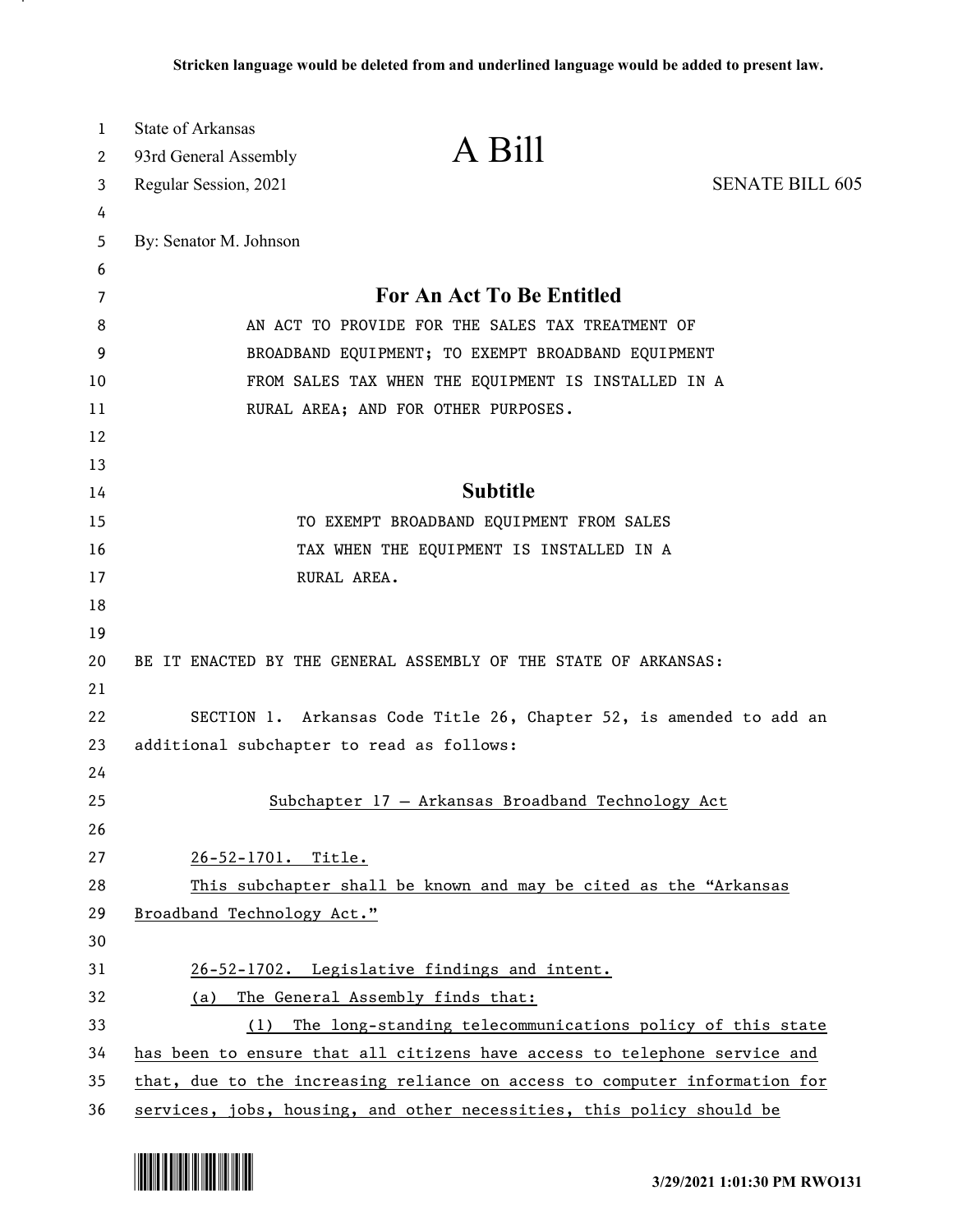Stricken language would be deleted from and underlined language would be added to present law.

State of Arkansas
93rd General Assembly
Regular Session, 2021

# A Bill

SENATE BILL 605

By: Senator M. Johnson

## For An Act To Be Entitled

AN ACT TO PROVIDE FOR THE SALES TAX TREATMENT OF BROADBAND EQUIPMENT; TO EXEMPT BROADBAND EQUIPMENT FROM SALES TAX WHEN THE EQUIPMENT IS INSTALLED IN A RURAL AREA; AND FOR OTHER PURPOSES.

## Subtitle

TO EXEMPT BROADBAND EQUIPMENT FROM SALES TAX WHEN THE EQUIPMENT IS INSTALLED IN A RURAL AREA.

BE IT ENACTED BY THE GENERAL ASSEMBLY OF THE STATE OF ARKANSAS:

SECTION 1. Arkansas Code Title 26, Chapter 52, is amended to add an additional subchapter to read as follows:

Subchapter 17 — Arkansas Broadband Technology Act

26-52-1701. Title.

This subchapter shall be known and may be cited as the "Arkansas Broadband Technology Act."

26-52-1702. Legislative findings and intent.

(a) The General Assembly finds that:

(1) The long-standing telecommunications policy of this state has been to ensure that all citizens have access to telephone service and that, due to the increasing reliance on access to computer information for services, jobs, housing, and other necessities, this policy should be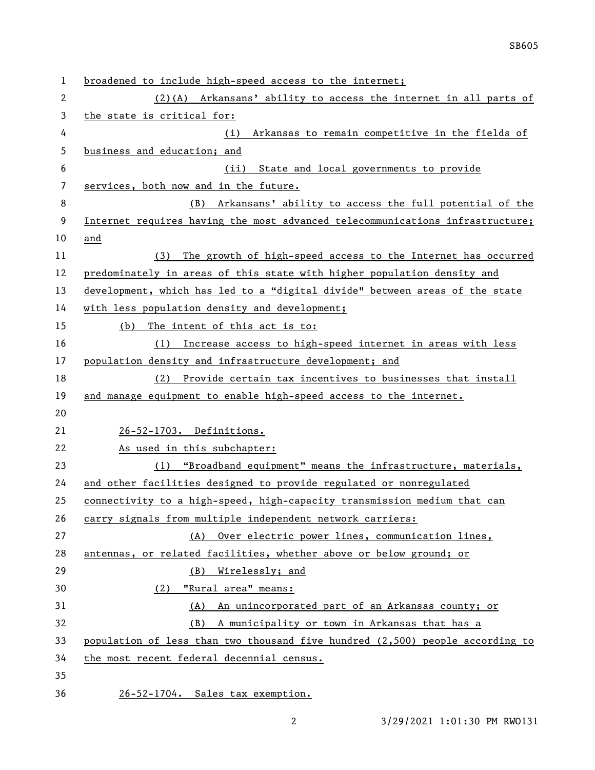broadened to include high-speed access to the internet;

(2)(A) Arkansans' ability to access the internet in all parts of the state is critical for:

(i) Arkansas to remain competitive in the fields of business and education; and

(ii) State and local governments to provide services, both now and in the future.

(B) Arkansans' ability to access the full potential of the Internet requires having the most advanced telecommunications infrastructure; and

(3) The growth of high-speed access to the Internet has occurred predominately in areas of this state with higher population density and development, which has led to a "digital divide" between areas of the state with less population density and development;

(b) The intent of this act is to:

(1) Increase access to high-speed internet in areas with less population density and infrastructure development; and

(2) Provide certain tax incentives to businesses that install and manage equipment to enable high-speed access to the internet.

26-52-1703. Definitions.

As used in this subchapter:

(1) "Broadband equipment" means the infrastructure, materials, and other facilities designed to provide regulated or nonregulated connectivity to a high-speed, high-capacity transmission medium that can carry signals from multiple independent network carriers:

(A) Over electric power lines, communication lines, antennas, or related facilities, whether above or below ground; or

(B) Wirelessly; and

(2) "Rural area" means:

(A) An unincorporated part of an Arkansas county; or

(B) A municipality or town in Arkansas that has a population of less than two thousand five hundred (2,500) people according to the most recent federal decennial census.

26-52-1704. Sales tax exemption.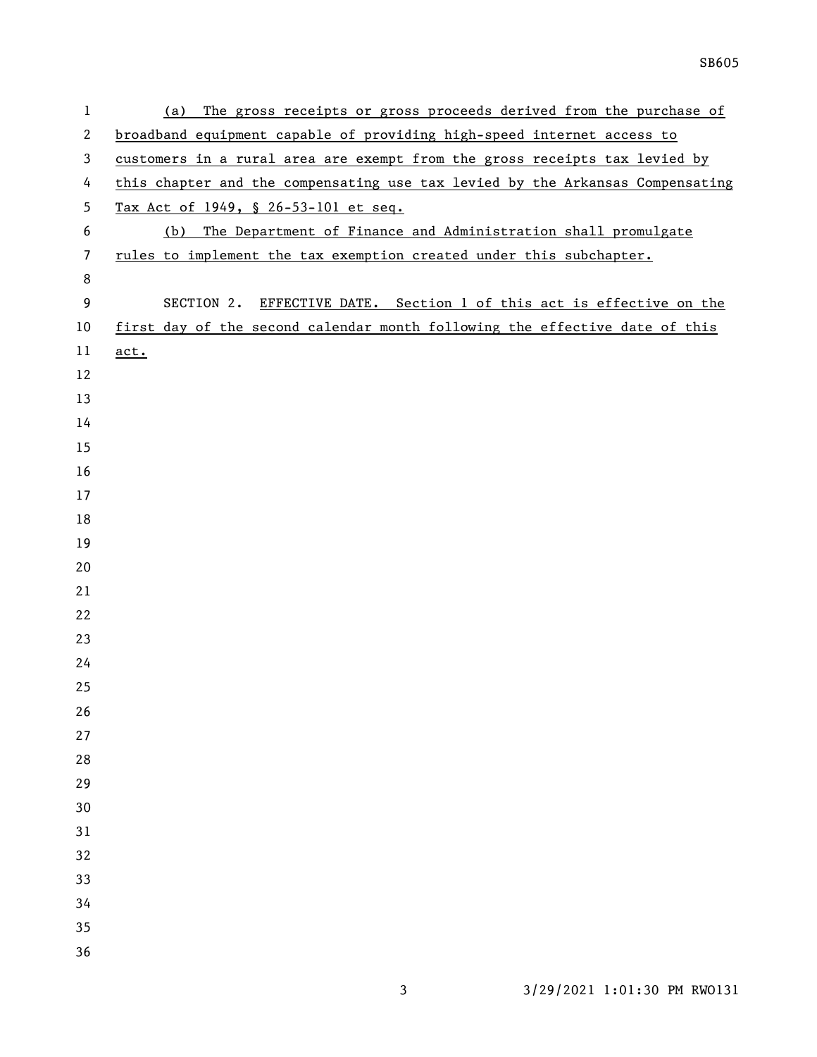(a) The gross receipts or gross proceeds derived from the purchase of broadband equipment capable of providing high-speed internet access to customers in a rural area are exempt from the gross receipts tax levied by this chapter and the compensating use tax levied by the Arkansas Compensating Tax Act of 1949, § 26-53-101 et seq.

(b) The Department of Finance and Administration shall promulgate rules to implement the tax exemption created under this subchapter.

SECTION 2. EFFECTIVE DATE. Section 1 of this act is effective on the first day of the second calendar month following the effective date of this act.